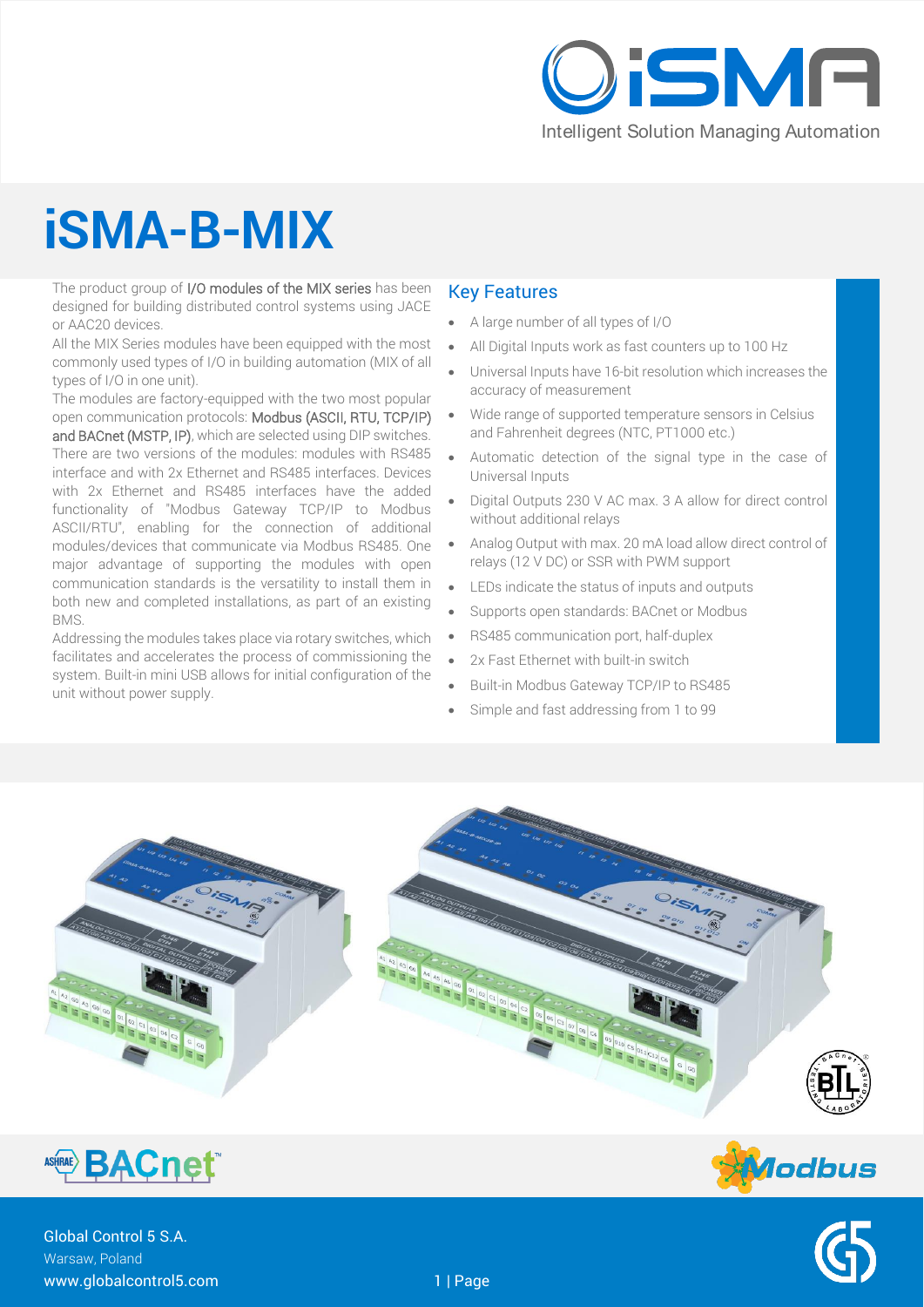# iSMA-B-MIX

The product group of I/O modules of the MIX series has been designed for building distributed control systems using JACE or AAC20 devices.

All the MIX Series modules have been equipped with the most commonly used types of I/O in building automation (MIX of all types of I/O in one unit).

The modules are factory-equipped with the two most popular open communication protocols: Modbus (ASCII, RTU, TCP/IP) and BACnet (MSTP, IP), which are selected using DIP switches. There are two versions of the modules: modules with RS485 interface and with 2x Ethernet and RS485 interfaces. Devices with 2x Ethernet and RS485 interfaces have the added functionality of "Modbus Gateway TCP/IP to Modbus ASCII/RTU", enabling for the connection of additional modules/devices that communicate via Modbus RS485. One major advantage of supporting the modules with open communication standards is the versatility to install them in both new and completed installations, as part of an existing BMS.

Addressing the modules takes place via rotary switches, which facilitates and accelerates the process of commissioning the system. Built-in mini USB allows for initial configuration of the unit without power supply.

## Key Features

- A large number of all types of I/O
- All Digital Inputs work as fast counters up to 100 Hz
- Universal Inputs have 16-bit resolution which increases the accuracy of measurement
- Wide range of supported temperature sensors in Celsius and Fahrenheit degrees (NTC, PT1000 etc.)
- Automatic detection of the signal type in the case of Universal Inputs
- Digital Outputs 230 V AC max. 3 A allow for direct control without additional relays
- Analog Output with max. 20 mA load allow direct control of relays (12 V DC) or SSR with PWM support
- LEDs indicate the status of inputs and outputs
- Supports open standards: BACnet or Modbus
- RS485 communication port, half-duplex
- 2x Fast Ethernet with built-in switch
- Built-in Modbus Gateway TCP/IP to RS485
- Simple and fast addressing from 1 to 99

Global Control 5 S.A.
Warsaw, Poland
www.globalcontrol5.com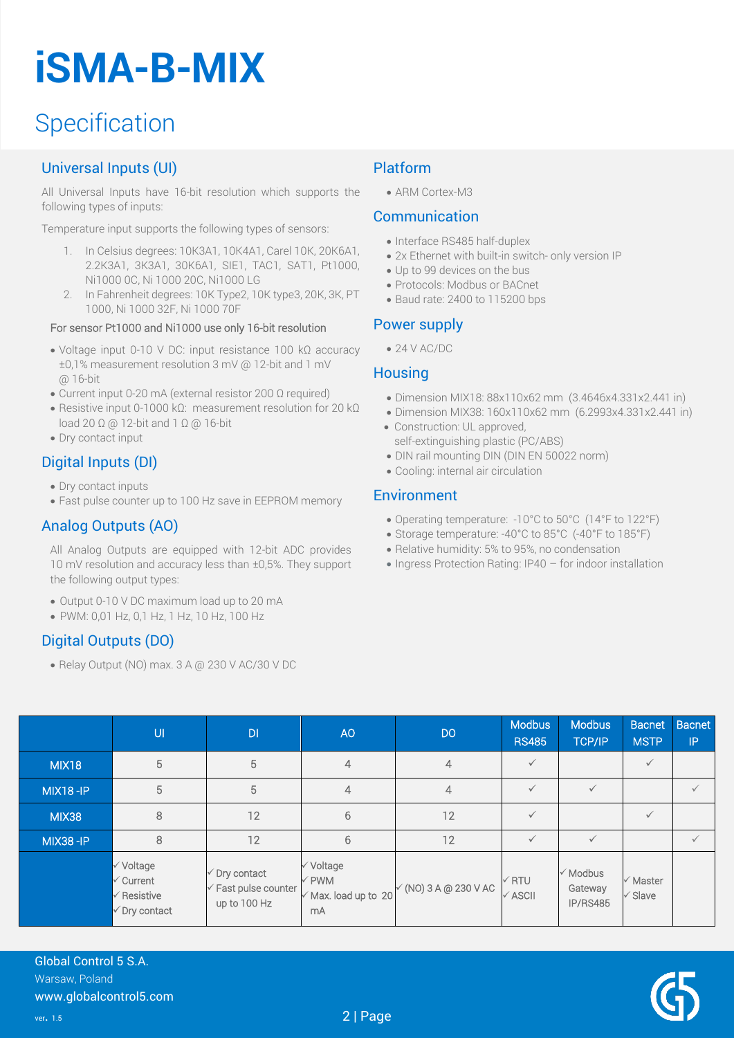# iSMA-B-MIX

## Specification

### Universal Inputs (UI)

All Universal Inputs have 16-bit resolution which supports the following types of inputs:

Temperature input supports the following types of sensors:

1. In Celsius degrees: 10K3A1, 10K4A1, Carel 10K, 20K6A1, 2.2K3A1, 3K3A1, 30K6A1, SIE1, TAC1, SAT1, Pt1000, Ni1000 0C, Ni 1000 20C, Ni1000 LG
2. In Fahrenheit degrees: 10K Type2, 10K type3, 20K, 3K, PT 1000, Ni 1000 32F, Ni 1000 70F

For sensor Pt1000 and Ni1000 use only 16-bit resolution

- Voltage input 0-10 V DC: input resistance 100 kΩ accuracy ±0,1% measurement resolution 3 mV @ 12-bit and 1 mV @ 16-bit
- Current input 0-20 mA (external resistor 200 Ω required)
- Resistive input 0-1000 kΩ: measurement resolution for 20 kΩ load 20 Ω @ 12-bit and 1 Ω @ 16-bit
- Dry contact input

### Digital Inputs (DI)

- Dry contact inputs
- Fast pulse counter up to 100 Hz save in EEPROM memory

### Analog Outputs (AO)

All Analog Outputs are equipped with 12-bit ADC provides 10 mV resolution and accuracy less than ±0,5%. They support the following output types:

- Output 0-10 V DC maximum load up to 20 mA
- PWM: 0,01 Hz, 0,1 Hz, 1 Hz, 10 Hz, 100 Hz

### Digital Outputs (DO)

- Relay Output (NO) max. 3 A @ 230 V AC/30 V DC

### Platform

- ARM Cortex-M3

### Communication

- Interface RS485 half-duplex
- 2x Ethernet with built-in switch- only version IP
- Up to 99 devices on the bus
- Protocols: Modbus or BACnet
- Baud rate: 2400 to 115200 bps

### Power supply

- 24 V AC/DC

### Housing

- Dimension MIX18: 88x110x62 mm (3.4646x4.331x2.441 in)
- Dimension MIX38: 160x110x62 mm (6.2993x4.331x2.441 in)
- Construction: UL approved, self-extinguishing plastic (PC/ABS)
- DIN rail mounting DIN (DIN EN 50022 norm)
- Cooling: internal air circulation

### Environment

- Operating temperature: -10°C to 50°C (14°F to 122°F)
- Storage temperature: -40°C to 85°C (-40°F to 185°F)
- Relative humidity: 5% to 95%, no condensation
- Ingress Protection Rating: IP40 – for indoor installation

| | UI | DI | AO | DO | Modbus RS485 | Modbus TCP/IP | Bacnet MSTP | Bacnet IP |
|---|---|---|---|---|---|---|---|---|
| MIX18 | 5 | 5 | 4 | 4 | ✓ | | ✓ | |
| MIX18 -IP | 5 | 5 | 4 | 4 | ✓ | ✓ | | ✓ |
| MIX38 | 8 | 12 | 6 | 12 | ✓ | | ✓ | |
| MIX38 -IP | 8 | 12 | 6 | 12 | ✓ | ✓ | | ✓ |
| | ✓ Voltage<br>✓ Current<br>✓ Resistive<br>✓ Dry contact | ✓ Dry contact<br>✓ Fast pulse counter up to 100 Hz | ✓ Voltage<br>✓ PWM<br>✓ Max. load up to 20 mA | ✓ (NO) 3 A @ 230 V AC | ✓ RTU<br>✓ ASCII | ✓ Modbus Gateway IP/RS485 | ✓ Master<br>✓ Slave | |

Global Control 5 S.A.
Warsaw, Poland
www.globalcontrol5.com

ver. 1.5